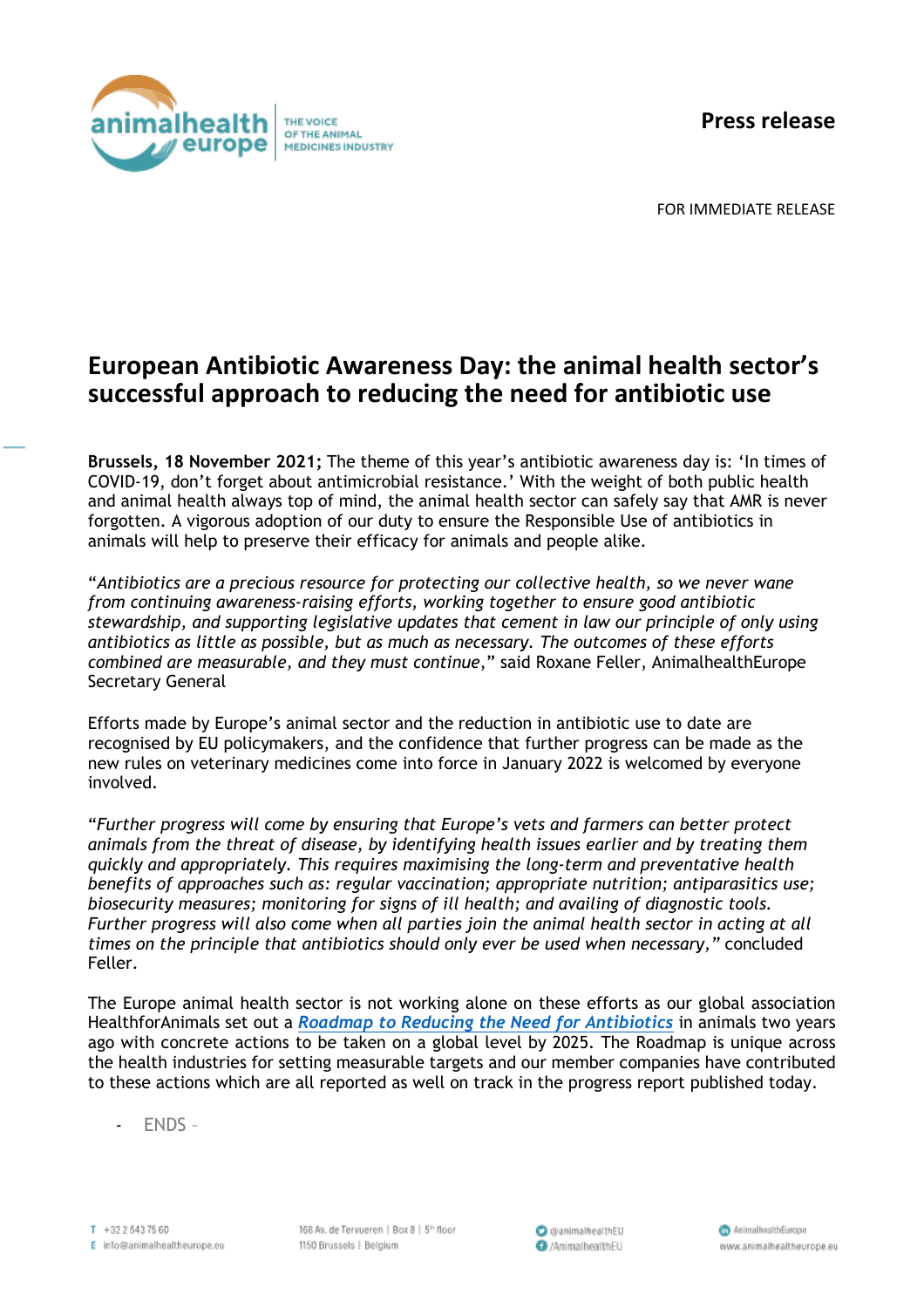**Press release**

FOR IMMEDIATE RELEASE

# European Antibiotic Awareness Day: the animal health sector's successful approach to reducing the need for antibiotic use

**Brussels, 18 November 2021;** The theme of this year's antibiotic awareness day is: 'In times of COVID-19, don't forget about antimicrobial resistance.' With the weight of both public health and animal health always top of mind, the animal health sector can safely say that AMR is never forgotten. A vigorous adoption of our duty to ensure the Responsible Use of antibiotics in animals will help to preserve their efficacy for animals and people alike.

"*Antibiotics are a precious resource for protecting our collective health, so we never wane from continuing awareness-raising efforts, working together to ensure good antibiotic stewardship, and supporting legislative updates that cement in law our principle of only using antibiotics as little as possible, but as much as necessary. The outcomes of these efforts combined are measurable, and they must continue,*" said Roxane Feller, AnimalhealthEurope Secretary General

Efforts made by Europe's animal sector and the reduction in antibiotic use to date are recognised by EU policymakers, and the confidence that further progress can be made as the new rules on veterinary medicines come into force in January 2022 is welcomed by everyone involved.

"*Further progress will come by ensuring that Europe's vets and farmers can better protect animals from the threat of disease, by identifying health issues earlier and by treating them quickly and appropriately. This requires maximising the long-term and preventative health benefits of approaches such as: regular vaccination; appropriate nutrition; antiparasitics use; biosecurity measures; monitoring for signs of ill health; and availing of diagnostic tools. Further progress will also come when all parties join the animal health sector in acting at all times on the principle that antibiotics should only ever be used when necessary,*" concluded Feller.

The Europe animal health sector is not working alone on these efforts as our global association HealthforAnimals set out a ***Roadmap to Reducing the Need for Antibiotics*** in animals two years ago with concrete actions to be taken on a global level by 2025. The Roadmap is unique across the health industries for setting measurable targets and our member companies have contributed to these actions which are all reported as well on track in the progress report published today.

- ENDS -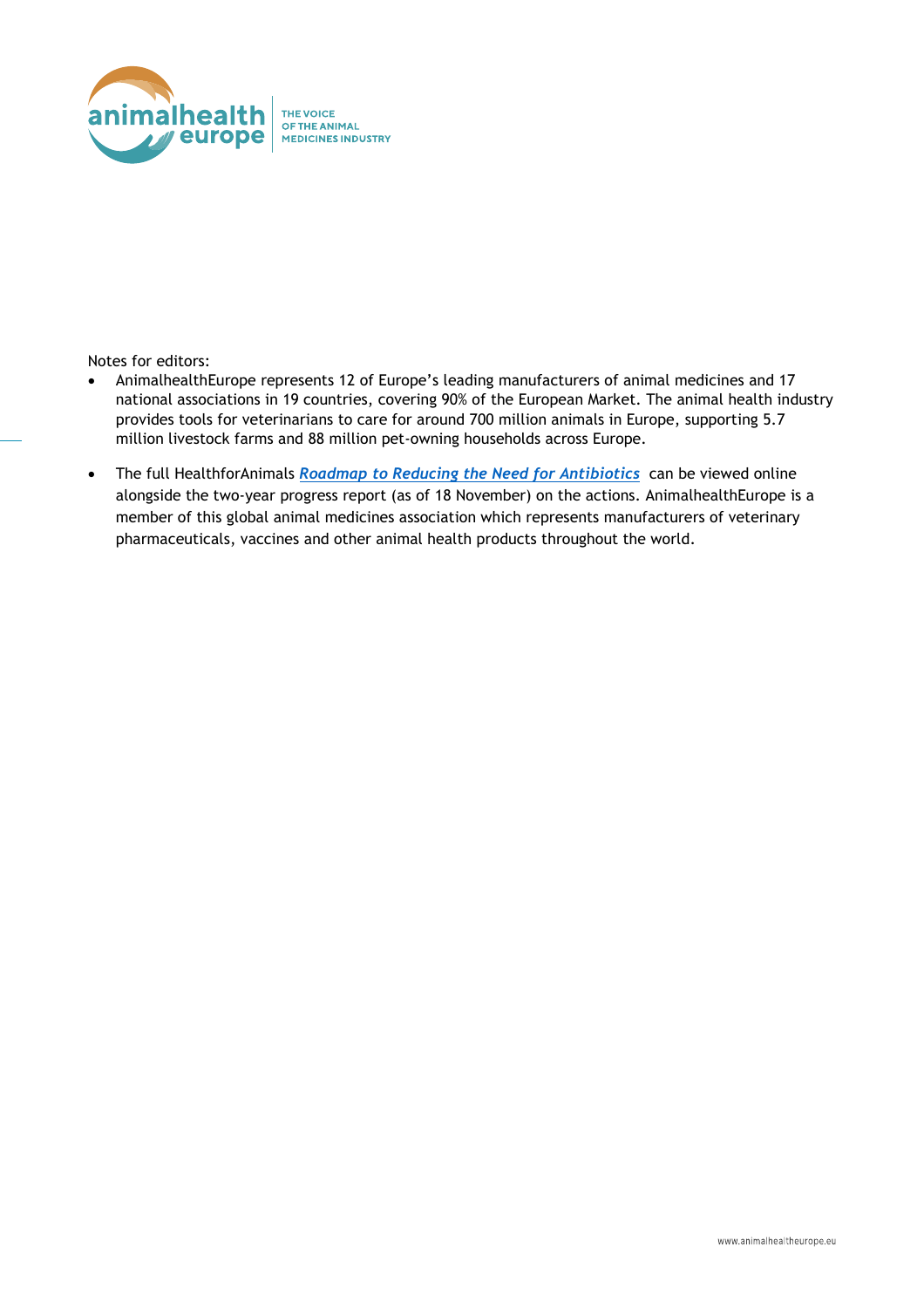Notes for editors:

- AnimalhealthEurope represents 12 of Europe's leading manufacturers of animal medicines and 17 national associations in 19 countries, covering 90% of the European Market. The animal health industry provides tools for veterinarians to care for around 700 million animals in Europe, supporting 5.7 million livestock farms and 88 million pet-owning households across Europe.

- The full HealthforAnimals ***Roadmap to Reducing the Need for Antibiotics*** can be viewed online alongside the two-year progress report (as of 18 November) on the actions. AnimalhealthEurope is a member of this global animal medicines association which represents manufacturers of veterinary pharmaceuticals, vaccines and other animal health products throughout the world.